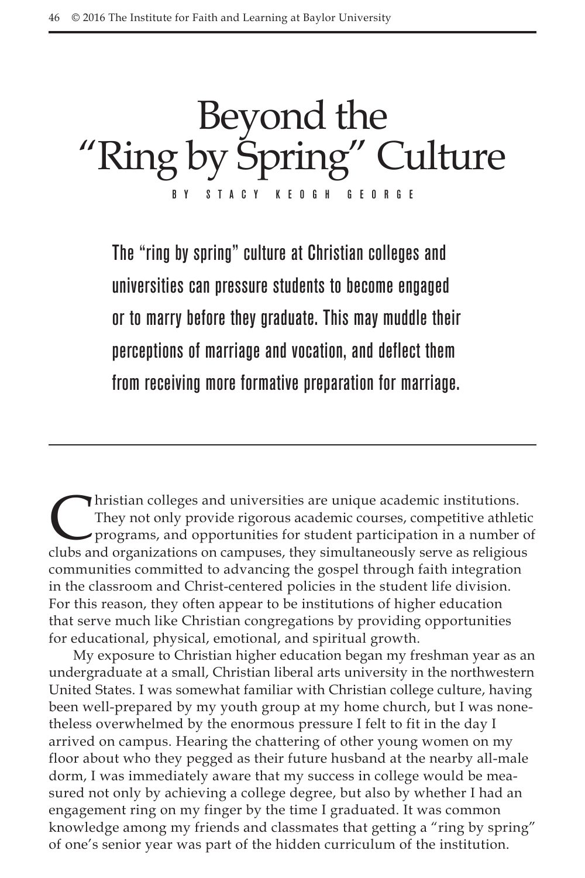# Beyond the "Ring by Spring" Culture

BY STACY KEOGH GEORGE

**The "ring by spring" culture at Christian colleges and universities can pressure students to become engaged or to marry before they graduate. This may muddle their perceptions of marriage and vocation, and deflect them from receiving more formative preparation for marriage.**

---

Christian colleges and universities are unique academic institutions. They not only provide rigorous academic courses, competitive athletic programs, and opportunities for student participation in a number of clubs and organizations on campuses, they simultaneously serve as religious communities committed to advancing the gospel through faith integration in the classroom and Christ-centered policies in the student life division. For this reason, they often appear to be institutions of higher education that serve much like Christian congregations by providing opportunities for educational, physical, emotional, and spiritual growth.

My exposure to Christian higher education began my freshman year as an undergraduate at a small, Christian liberal arts university in the northwestern United States. I was somewhat familiar with Christian college culture, having been well-prepared by my youth group at my home church, but I was nonetheless overwhelmed by the enormous pressure I felt to fit in the day I arrived on campus. Hearing the chattering of other young women on my floor about who they pegged as their future husband at the nearby all-male dorm, I was immediately aware that my success in college would be measured not only by achieving a college degree, but also by whether I had an engagement ring on my finger by the time I graduated. It was common knowledge among my friends and classmates that getting a "ring by spring" of one's senior year was part of the hidden curriculum of the institution.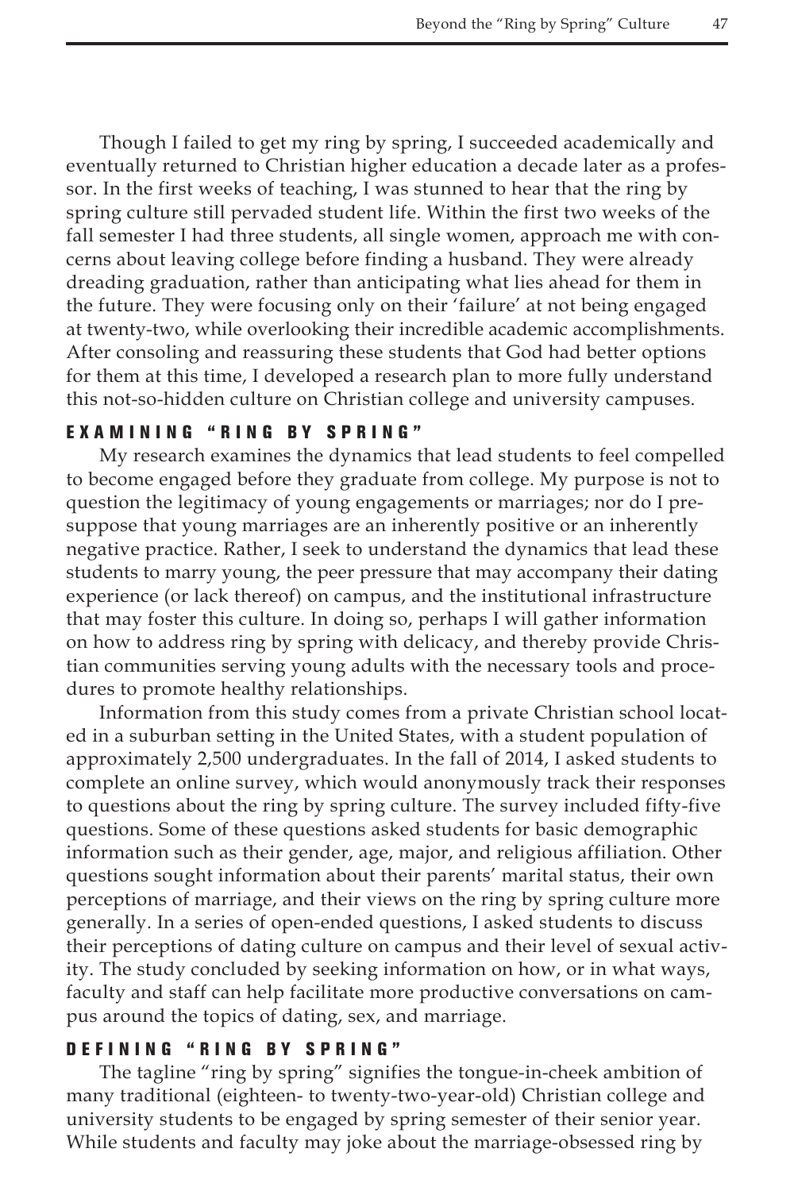Though I failed to get my ring by spring, I succeeded academically and eventually returned to Christian higher education a decade later as a professor. In the first weeks of teaching, I was stunned to hear that the ring by spring culture still pervaded student life. Within the first two weeks of the fall semester I had three students, all single women, approach me with concerns about leaving college before finding a husband. They were already dreading graduation, rather than anticipating what lies ahead for them in the future. They were focusing only on their 'failure' at not being engaged at twenty-two, while overlooking their incredible academic accomplishments. After consoling and reassuring these students that God had better options for them at this time, I developed a research plan to more fully understand this not-so-hidden culture on Christian college and university campuses.

## EXAMINING "RING BY SPRING"

My research examines the dynamics that lead students to feel compelled to become engaged before they graduate from college. My purpose is not to question the legitimacy of young engagements or marriages; nor do I presuppose that young marriages are an inherently positive or an inherently negative practice. Rather, I seek to understand the dynamics that lead these students to marry young, the peer pressure that may accompany their dating experience (or lack thereof) on campus, and the institutional infrastructure that may foster this culture. In doing so, perhaps I will gather information on how to address ring by spring with delicacy, and thereby provide Christian communities serving young adults with the necessary tools and procedures to promote healthy relationships.

Information from this study comes from a private Christian school located in a suburban setting in the United States, with a student population of approximately 2,500 undergraduates. In the fall of 2014, I asked students to complete an online survey, which would anonymously track their responses to questions about the ring by spring culture. The survey included fifty-five questions. Some of these questions asked students for basic demographic information such as their gender, age, major, and religious affiliation. Other questions sought information about their parents' marital status, their own perceptions of marriage, and their views on the ring by spring culture more generally. In a series of open-ended questions, I asked students to discuss their perceptions of dating culture on campus and their level of sexual activity. The study concluded by seeking information on how, or in what ways, faculty and staff can help facilitate more productive conversations on campus around the topics of dating, sex, and marriage.

## DEFINING "RING BY SPRING"

The tagline "ring by spring" signifies the tongue-in-cheek ambition of many traditional (eighteen- to twenty-two-year-old) Christian college and university students to be engaged by spring semester of their senior year. While students and faculty may joke about the marriage-obsessed ring by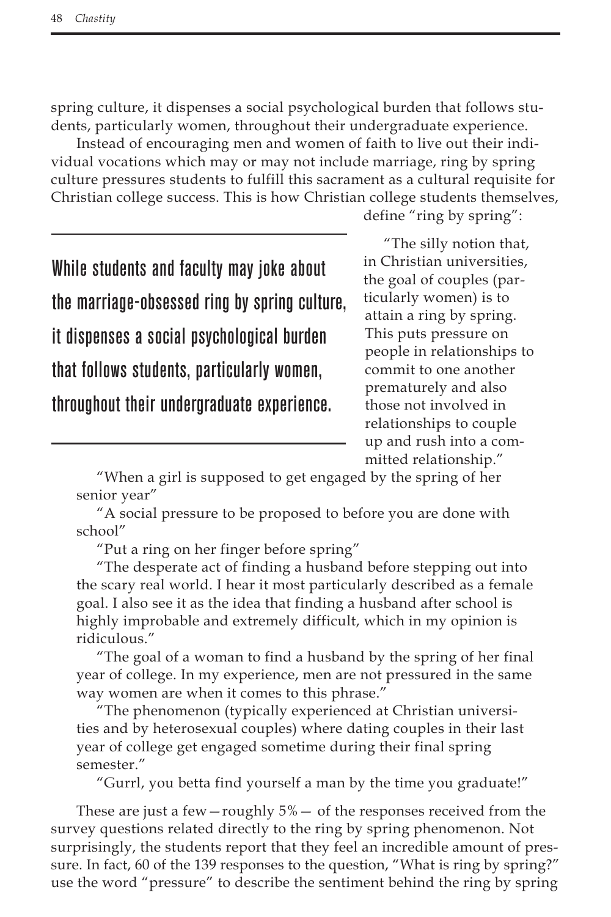spring culture, it dispenses a social psychological burden that follows students, particularly women, throughout their undergraduate experience.

Instead of encouraging men and women of faith to live out their individual vocations which may or may not include marriage, ring by spring culture pressures students to fulfill this sacrament as a cultural requisite for Christian college success. This is how Christian college students themselves, define "ring by spring":

> **While students and faculty may joke about the marriage-obsessed ring by spring culture, it dispenses a social psychological burden that follows students, particularly women, throughout their undergraduate experience.**

"The silly notion that, in Christian universities, the goal of couples (particularly women) is to attain a ring by spring. This puts pressure on people in relationships to commit to one another prematurely and also those not involved in relationships to couple up and rush into a committed relationship."

"When a girl is supposed to get engaged by the spring of her senior year"

"A social pressure to be proposed to before you are done with school"

"Put a ring on her finger before spring"

"The desperate act of finding a husband before stepping out into the scary real world. I hear it most particularly described as a female goal. I also see it as the idea that finding a husband after school is highly improbable and extremely difficult, which in my opinion is ridiculous."

"The goal of a woman to find a husband by the spring of her final year of college. In my experience, men are not pressured in the same way women are when it comes to this phrase."

"The phenomenon (typically experienced at Christian universities and by heterosexual couples) where dating couples in their last year of college get engaged sometime during their final spring semester."

"Gurrl, you betta find yourself a man by the time you graduate!"

These are just a few—roughly 5%— of the responses received from the survey questions related directly to the ring by spring phenomenon. Not surprisingly, the students report that they feel an incredible amount of pressure. In fact, 60 of the 139 responses to the question, "What is ring by spring?" use the word "pressure" to describe the sentiment behind the ring by spring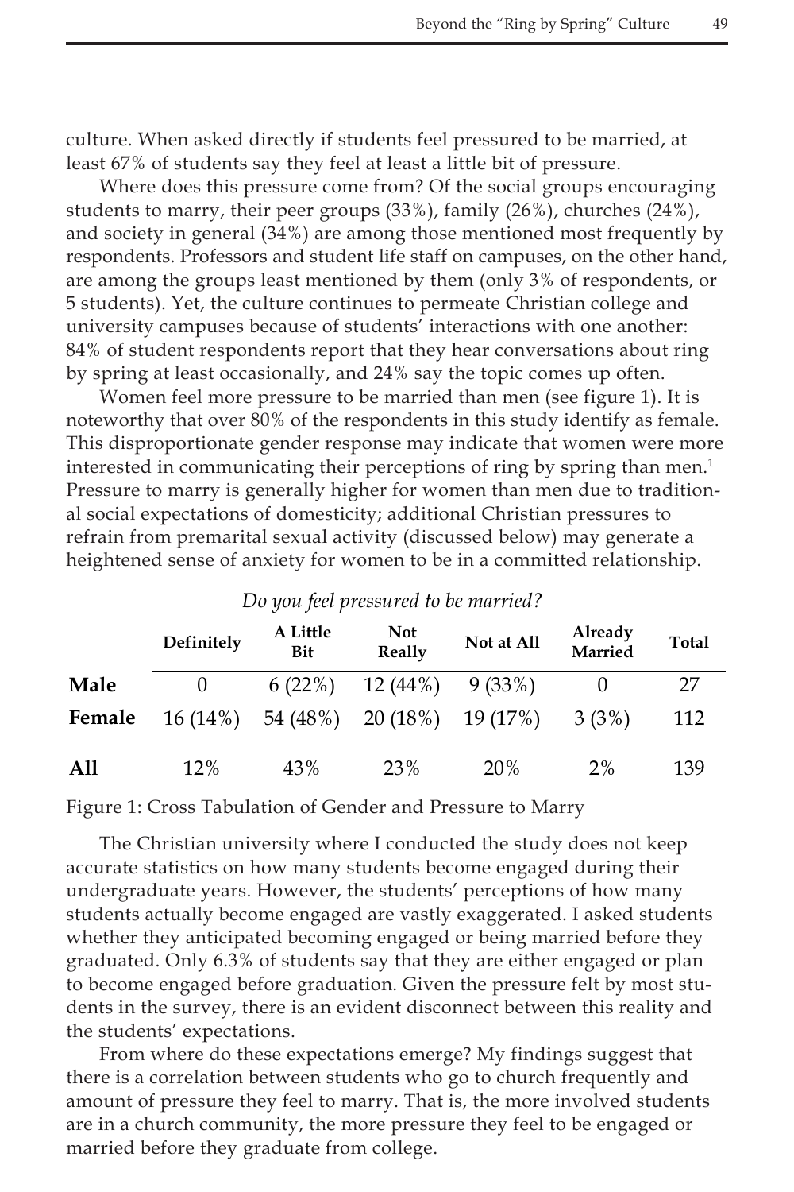culture. When asked directly if students feel pressured to be married, at least 67% of students say they feel at least a little bit of pressure.

Where does this pressure come from? Of the social groups encouraging students to marry, their peer groups (33%), family (26%), churches (24%), and society in general (34%) are among those mentioned most frequently by respondents. Professors and student life staff on campuses, on the other hand, are among the groups least mentioned by them (only 3% of respondents, or 5 students). Yet, the culture continues to permeate Christian college and university campuses because of students' interactions with one another: 84% of student respondents report that they hear conversations about ring by spring at least occasionally, and 24% say the topic comes up often.

Women feel more pressure to be married than men (see figure 1). It is noteworthy that over 80% of the respondents in this study identify as female. This disproportionate gender response may indicate that women were more interested in communicating their perceptions of ring by spring than men.[1] Pressure to marry is generally higher for women than men due to traditional social expectations of domesticity; additional Christian pressures to refrain from premarital sexual activity (discussed below) may generate a heightened sense of anxiety for women to be in a committed relationship.

*Do you feel pressured to be married?*

| | Definitely | A Little Bit | Not Really | Not at All | Already Married | Total |
|---|---|---|---|---|---|---|
| **Male** | 0 | 6 (22%) | 12 (44%) | 9 (33%) | 0 | 27 |
| **Female** | 16 (14%) | 54 (48%) | 20 (18%) | 19 (17%) | 3 (3%) | 112 |
| **All** | 12% | 43% | 23% | 20% | 2% | 139 |

Figure 1: Cross Tabulation of Gender and Pressure to Marry

The Christian university where I conducted the study does not keep accurate statistics on how many students become engaged during their undergraduate years. However, the students' perceptions of how many students actually become engaged are vastly exaggerated. I asked students whether they anticipated becoming engaged or being married before they graduated. Only 6.3% of students say that they are either engaged or plan to become engaged before graduation. Given the pressure felt by most students in the survey, there is an evident disconnect between this reality and the students' expectations.

From where do these expectations emerge? My findings suggest that there is a correlation between students who go to church frequently and amount of pressure they feel to marry. That is, the more involved students are in a church community, the more pressure they feel to be engaged or married before they graduate from college.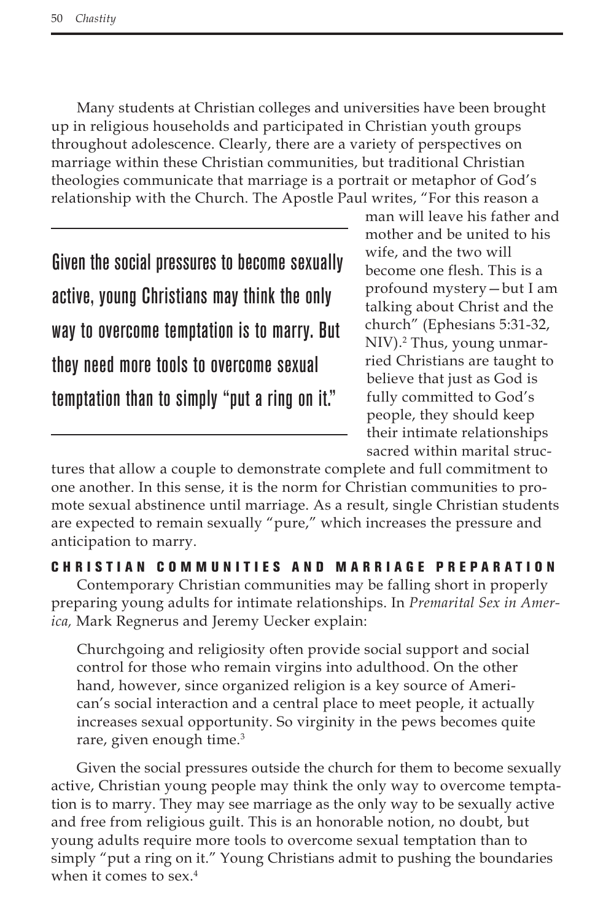Many students at Christian colleges and universities have been brought up in religious households and participated in Christian youth groups throughout adolescence. Clearly, there are a variety of perspectives on marriage within these Christian communities, but traditional Christian theologies communicate that marriage is a portrait or metaphor of God's relationship with the Church. The Apostle Paul writes, "For this reason a man will leave his father and mother and be united to his wife, and the two will become one flesh. This is a profound mystery—but I am talking about Christ and the church" (Ephesians 5:31-32, NIV).[2] Thus, young unmarried Christians are taught to believe that just as God is fully committed to God's people, they should keep their intimate relationships sacred within marital structures that allow a couple to demonstrate complete and full commitment to one another. In this sense, it is the norm for Christian communities to promote sexual abstinence until marriage. As a result, single Christian students are expected to remain sexually "pure," which increases the pressure and anticipation to marry.

> Given the social pressures to become sexually active, young Christians may think the only way to overcome temptation is to marry. But they need more tools to overcome sexual temptation than to simply "put a ring on it."

## CHRISTIAN COMMUNITIES AND MARRIAGE PREPARATION

Contemporary Christian communities may be falling short in properly preparing young adults for intimate relationships. In *Premarital Sex in America,* Mark Regnerus and Jeremy Uecker explain:

> Churchgoing and religiosity often provide social support and social control for those who remain virgins into adulthood. On the other hand, however, since organized religion is a key source of American's social interaction and a central place to meet people, it actually increases sexual opportunity. So virginity in the pews becomes quite rare, given enough time.[3]

Given the social pressures outside the church for them to become sexually active, Christian young people may think the only way to overcome temptation is to marry. They may see marriage as the only way to be sexually active and free from religious guilt. This is an honorable notion, no doubt, but young adults require more tools to overcome sexual temptation than to simply "put a ring on it." Young Christians admit to pushing the boundaries when it comes to sex.[4]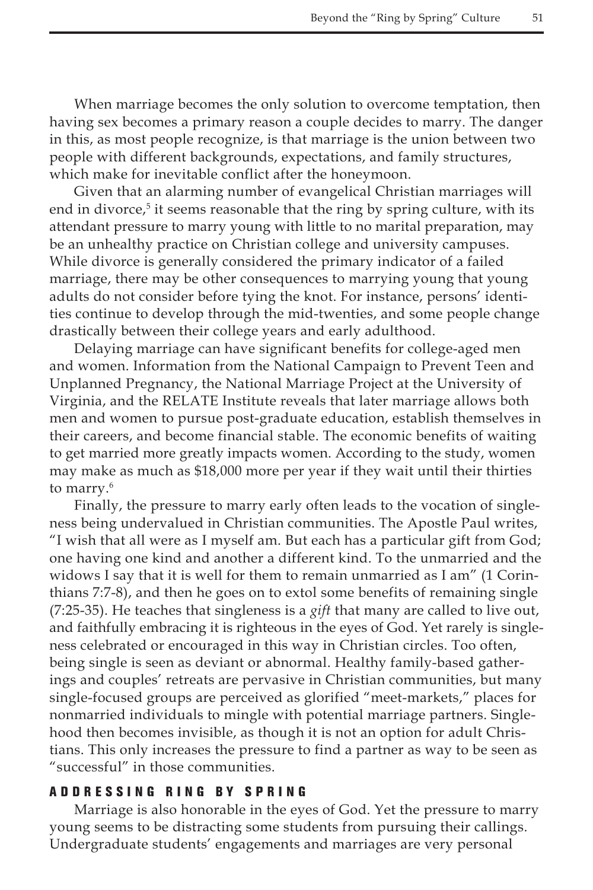When marriage becomes the only solution to overcome temptation, then having sex becomes a primary reason a couple decides to marry. The danger in this, as most people recognize, is that marriage is the union between two people with different backgrounds, expectations, and family structures, which make for inevitable conflict after the honeymoon.

Given that an alarming number of evangelical Christian marriages will end in divorce,[5] it seems reasonable that the ring by spring culture, with its attendant pressure to marry young with little to no marital preparation, may be an unhealthy practice on Christian college and university campuses. While divorce is generally considered the primary indicator of a failed marriage, there may be other consequences to marrying young that young adults do not consider before tying the knot. For instance, persons' identities continue to develop through the mid-twenties, and some people change drastically between their college years and early adulthood.

Delaying marriage can have significant benefits for college-aged men and women. Information from the National Campaign to Prevent Teen and Unplanned Pregnancy, the National Marriage Project at the University of Virginia, and the RELATE Institute reveals that later marriage allows both men and women to pursue post-graduate education, establish themselves in their careers, and become financial stable. The economic benefits of waiting to get married more greatly impacts women. According to the study, women may make as much as $18,000 more per year if they wait until their thirties to marry.[6]

Finally, the pressure to marry early often leads to the vocation of singleness being undervalued in Christian communities. The Apostle Paul writes, "I wish that all were as I myself am. But each has a particular gift from God; one having one kind and another a different kind. To the unmarried and the widows I say that it is well for them to remain unmarried as I am" (1 Corinthians 7:7-8), and then he goes on to extol some benefits of remaining single (7:25-35). He teaches that singleness is a *gift* that many are called to live out, and faithfully embracing it is righteous in the eyes of God. Yet rarely is singleness celebrated or encouraged in this way in Christian circles. Too often, being single is seen as deviant or abnormal. Healthy family-based gatherings and couples' retreats are pervasive in Christian communities, but many single-focused groups are perceived as glorified "meet-markets," places for nonmarried individuals to mingle with potential marriage partners. Singlehood then becomes invisible, as though it is not an option for adult Christians. This only increases the pressure to find a partner as way to be seen as "successful" in those communities.

## ADDRESSING RING BY SPRING

Marriage is also honorable in the eyes of God. Yet the pressure to marry young seems to be distracting some students from pursuing their callings. Undergraduate students' engagements and marriages are very personal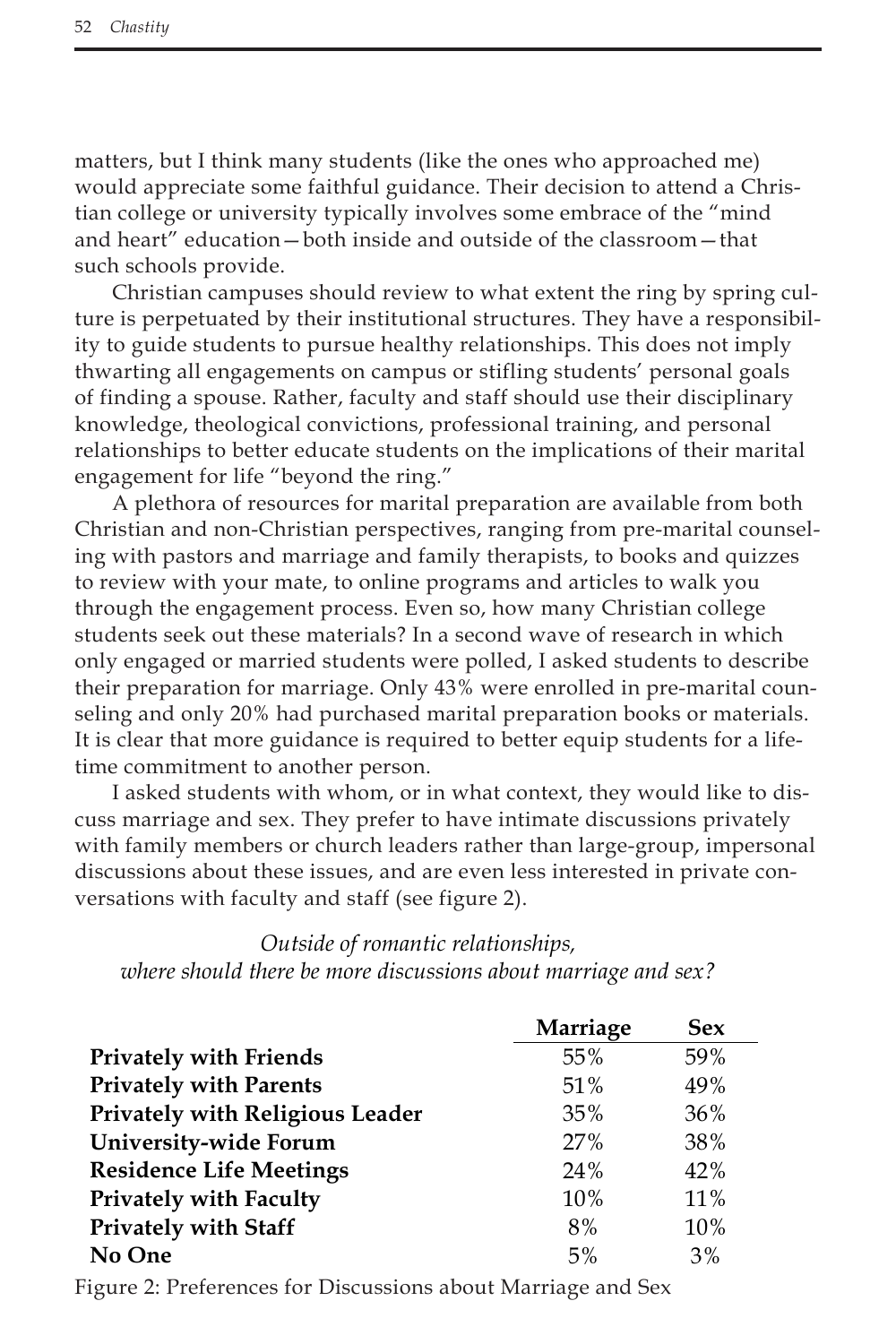matters, but I think many students (like the ones who approached me) would appreciate some faithful guidance. Their decision to attend a Christian college or university typically involves some embrace of the "mind and heart" education—both inside and outside of the classroom—that such schools provide.

Christian campuses should review to what extent the ring by spring culture is perpetuated by their institutional structures. They have a responsibility to guide students to pursue healthy relationships. This does not imply thwarting all engagements on campus or stifling students' personal goals of finding a spouse. Rather, faculty and staff should use their disciplinary knowledge, theological convictions, professional training, and personal relationships to better educate students on the implications of their marital engagement for life "beyond the ring."

A plethora of resources for marital preparation are available from both Christian and non-Christian perspectives, ranging from pre-marital counseling with pastors and marriage and family therapists, to books and quizzes to review with your mate, to online programs and articles to walk you through the engagement process. Even so, how many Christian college students seek out these materials? In a second wave of research in which only engaged or married students were polled, I asked students to describe their preparation for marriage. Only 43% were enrolled in pre-marital counseling and only 20% had purchased marital preparation books or materials. It is clear that more guidance is required to better equip students for a lifetime commitment to another person.

I asked students with whom, or in what context, they would like to discuss marriage and sex. They prefer to have intimate discussions privately with family members or church leaders rather than large-group, impersonal discussions about these issues, and are even less interested in private conversations with faculty and staff (see figure 2).

*Outside of romantic relationships, where should there be more discussions about marriage and sex?*

| | Marriage | Sex |
|---|---|---|
| **Privately with Friends** | 55% | 59% |
| **Privately with Parents** | 51% | 49% |
| **Privately with Religious Leader** | 35% | 36% |
| **University-wide Forum** | 27% | 38% |
| **Residence Life Meetings** | 24% | 42% |
| **Privately with Faculty** | 10% | 11% |
| **Privately with Staff** | 8% | 10% |
| **No One** | 5% | 3% |

Figure 2: Preferences for Discussions about Marriage and Sex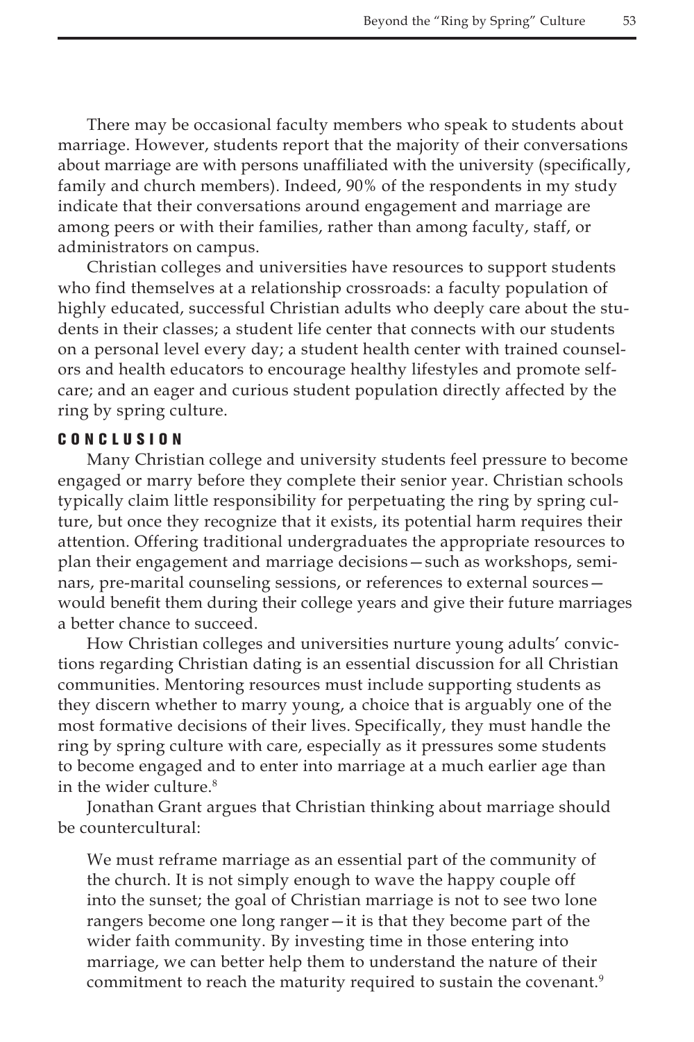There may be occasional faculty members who speak to students about marriage. However, students report that the majority of their conversations about marriage are with persons unaffiliated with the university (specifically, family and church members). Indeed, 90% of the respondents in my study indicate that their conversations around engagement and marriage are among peers or with their families, rather than among faculty, staff, or administrators on campus.

Christian colleges and universities have resources to support students who find themselves at a relationship crossroads: a faculty population of highly educated, successful Christian adults who deeply care about the students in their classes; a student life center that connects with our students on a personal level every day; a student health center with trained counselors and health educators to encourage healthy lifestyles and promote self-care; and an eager and curious student population directly affected by the ring by spring culture.

## CONCLUSION

Many Christian college and university students feel pressure to become engaged or marry before they complete their senior year. Christian schools typically claim little responsibility for perpetuating the ring by spring culture, but once they recognize that it exists, its potential harm requires their attention. Offering traditional undergraduates the appropriate resources to plan their engagement and marriage decisions—such as workshops, seminars, pre-marital counseling sessions, or references to external sources—would benefit them during their college years and give their future marriages a better chance to succeed.

How Christian colleges and universities nurture young adults' convictions regarding Christian dating is an essential discussion for all Christian communities. Mentoring resources must include supporting students as they discern whether to marry young, a choice that is arguably one of the most formative decisions of their lives. Specifically, they must handle the ring by spring culture with care, especially as it pressures some students to become engaged and to enter into marriage at a much earlier age than in the wider culture.[8]

Jonathan Grant argues that Christian thinking about marriage should be countercultural:

> We must reframe marriage as an essential part of the community of the church. It is not simply enough to wave the happy couple off into the sunset; the goal of Christian marriage is not to see two lone rangers become one long ranger—it is that they become part of the wider faith community. By investing time in those entering into marriage, we can better help them to understand the nature of their commitment to reach the maturity required to sustain the covenant.[9]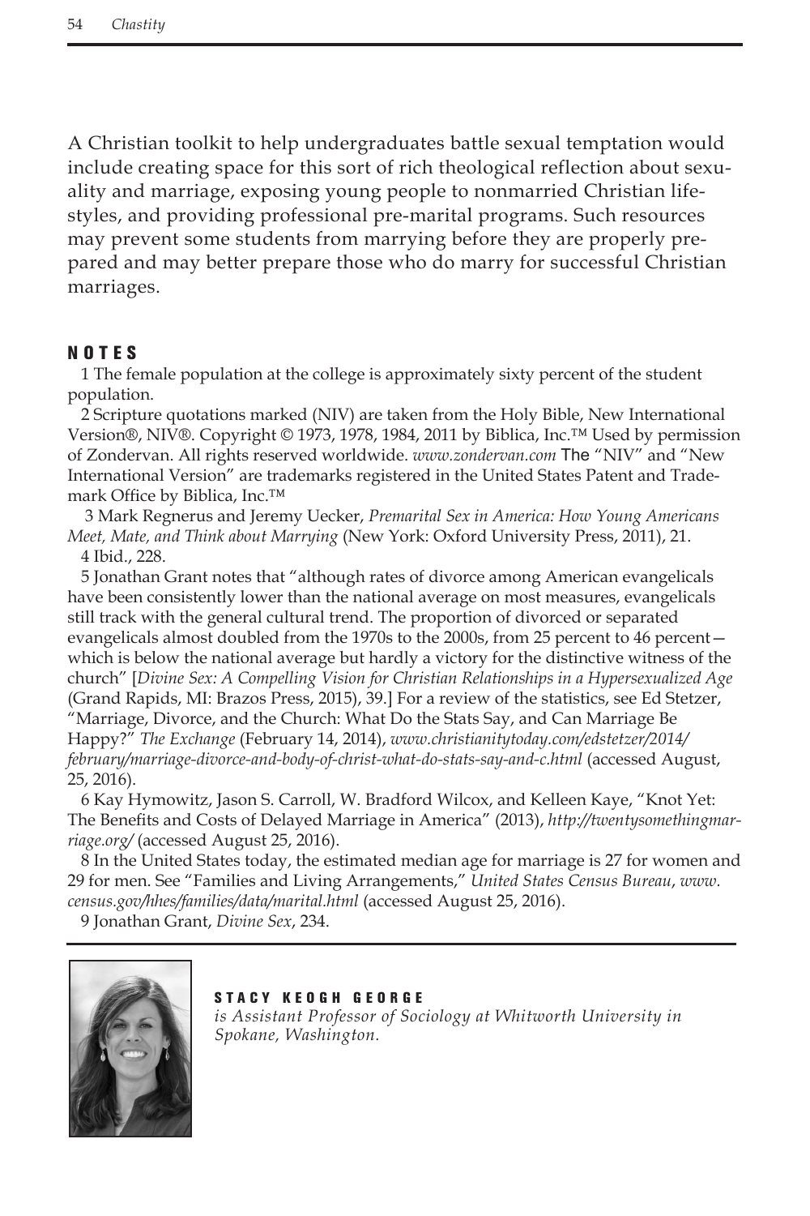A Christian toolkit to help undergraduates battle sexual temptation would include creating space for this sort of rich theological reflection about sexuality and marriage, exposing young people to nonmarried Christian lifestyles, and providing professional pre-marital programs. Such resources may prevent some students from marrying before they are properly prepared and may better prepare those who do marry for successful Christian marriages.

## NOTES

1 The female population at the college is approximately sixty percent of the student population.

2 Scripture quotations marked (NIV) are taken from the Holy Bible, New International Version®, NIV®. Copyright © 1973, 1978, 1984, 2011 by Biblica, Inc.™ Used by permission of Zondervan. All rights reserved worldwide. *www.zondervan.com* The "NIV" and "New International Version" are trademarks registered in the United States Patent and Trademark Office by Biblica, Inc.™

3 Mark Regnerus and Jeremy Uecker, *Premarital Sex in America: How Young Americans Meet, Mate, and Think about Marrying* (New York: Oxford University Press, 2011), 21.

4 Ibid., 228.

5 Jonathan Grant notes that "although rates of divorce among American evangelicals have been consistently lower than the national average on most measures, evangelicals still track with the general cultural trend. The proportion of divorced or separated evangelicals almost doubled from the 1970s to the 2000s, from 25 percent to 46 percent—which is below the national average but hardly a victory for the distinctive witness of the church" [*Divine Sex: A Compelling Vision for Christian Relationships in a Hypersexualized Age* (Grand Rapids, MI: Brazos Press, 2015), 39.] For a review of the statistics, see Ed Stetzer, "Marriage, Divorce, and the Church: What Do the Stats Say, and Can Marriage Be Happy?" *The Exchange* (February 14, 2014), *www.christianitytoday.com/edstetzer/2014/february/marriage-divorce-and-body-of-christ-what-do-stats-say-and-c.html* (accessed August, 25, 2016).

6 Kay Hymowitz, Jason S. Carroll, W. Bradford Wilcox, and Kelleen Kaye, "Knot Yet: The Benefits and Costs of Delayed Marriage in America" (2013), *http://twentysomethingmarriage.org/* (accessed August 25, 2016).

8 In the United States today, the estimated median age for marriage is 27 for women and 29 for men. See "Families and Living Arrangements," *United States Census Bureau*, *www.census.gov/hhes/families/data/marital.html* (accessed August 25, 2016).

9 Jonathan Grant, *Divine Sex*, 234.

**STACY KEOGH GEORGE**
*is Assistant Professor of Sociology at Whitworth University in Spokane, Washington.*